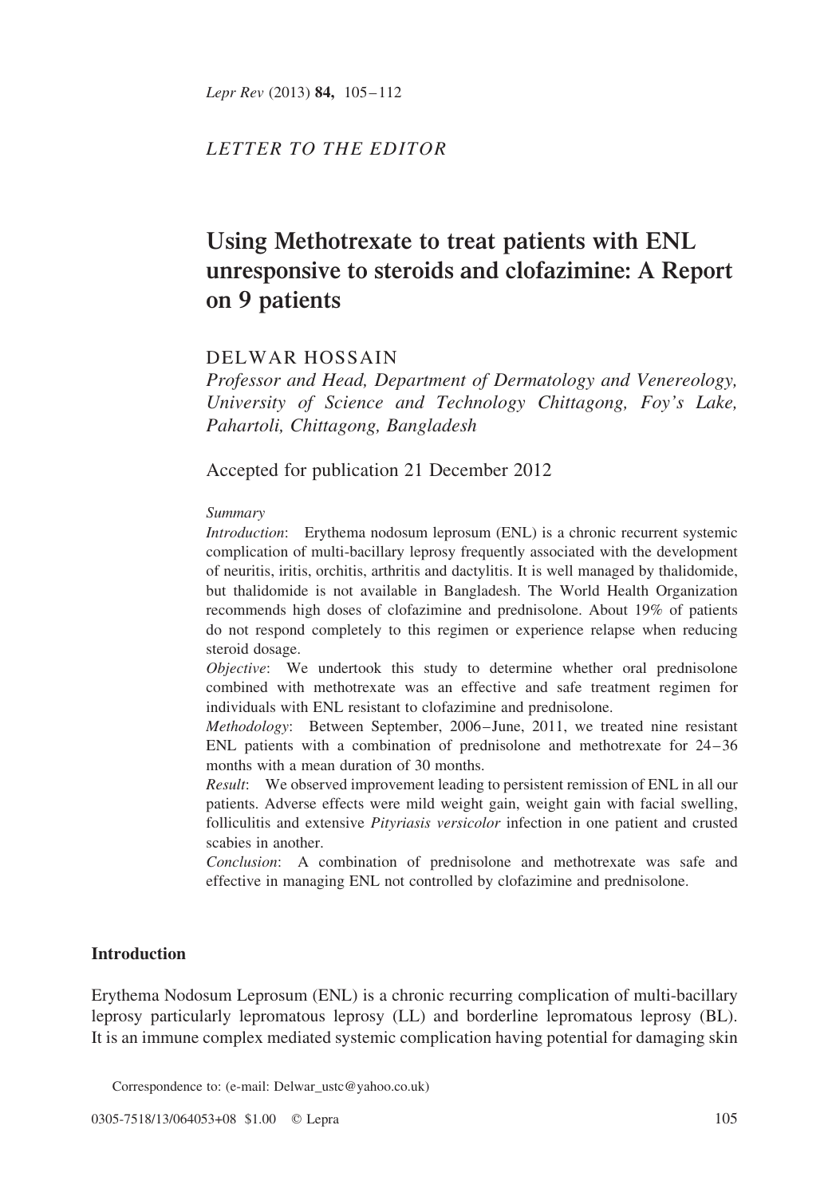*LETTER TO THE EDITOR*

# Using Methotrexate to treat patients with ENL unresponsive to steroids and clofazimine: A Report on 9 patients

DELWAR HOSSAIN

*Professor and Head, Department of Dermatology and Venereology, University of Science and Technology Chittagong, Foy's Lake, Pahartoli, Chittagong, Bangladesh*

Accepted for publication 21 December 2012

*Summary*

*Introduction*: Erythema nodosum leprosum (ENL) is a chronic recurrent systemic complication of multi-bacillary leprosy frequently associated with the development of neuritis, iritis, orchitis, arthritis and dactylitis. It is well managed by thalidomide, but thalidomide is not available in Bangladesh. The World Health Organization recommends high doses of clofazimine and prednisolone. About 19% of patients do not respond completely to this regimen or experience relapse when reducing steroid dosage.

*Objective*: We undertook this study to determine whether oral prednisolone combined with methotrexate was an effective and safe treatment regimen for individuals with ENL resistant to clofazimine and prednisolone.

*Methodology*: Between September, 2006–June, 2011, we treated nine resistant ENL patients with a combination of prednisolone and methotrexate for 24–36 months with a mean duration of 30 months.

*Result*: We observed improvement leading to persistent remission of ENL in all our patients. Adverse effects were mild weight gain, weight gain with facial swelling, folliculitis and extensive *Pityriasis versicolor* infection in one patient and crusted scabies in another.

*Conclusion*: A combination of prednisolone and methotrexate was safe and effective in managing ENL not controlled by clofazimine and prednisolone.

## Introduction

Erythema Nodosum Leprosum (ENL) is a chronic recurring complication of multi-bacillary leprosy particularly lepromatous leprosy (LL) and borderline lepromatous leprosy (BL). It is an immune complex mediated systemic complication having potential for damaging skin

Correspondence to: (e-mail: Delwar_ustc@yahoo.co.uk)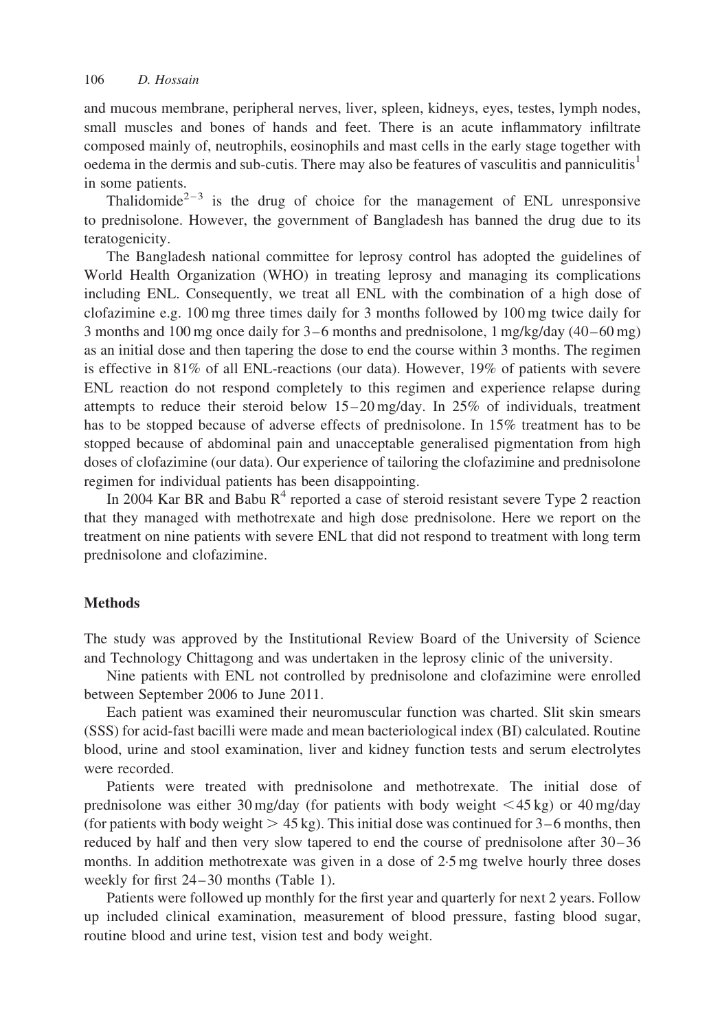and mucous membrane, peripheral nerves, liver, spleen, kidneys, eyes, testes, lymph nodes, small muscles and bones of hands and feet. There is an acute inflammatory infiltrate composed mainly of, neutrophils, eosinophils and mast cells in the early stage together with oedema in the dermis and sub-cutis. There may also be features of vasculitis and panniculitis[1] in some patients.

Thalidomide[2–3] is the drug of choice for the management of ENL unresponsive to prednisolone. However, the government of Bangladesh has banned the drug due to its teratogenicity.

The Bangladesh national committee for leprosy control has adopted the guidelines of World Health Organization (WHO) in treating leprosy and managing its complications including ENL. Consequently, we treat all ENL with the combination of a high dose of clofazimine e.g. 100 mg three times daily for 3 months followed by 100 mg twice daily for 3 months and 100 mg once daily for 3–6 months and prednisolone, 1 mg/kg/day (40–60 mg) as an initial dose and then tapering the dose to end the course within 3 months. The regimen is effective in 81% of all ENL-reactions (our data). However, 19% of patients with severe ENL reaction do not respond completely to this regimen and experience relapse during attempts to reduce their steroid below 15–20 mg/day. In 25% of individuals, treatment has to be stopped because of adverse effects of prednisolone. In 15% treatment has to be stopped because of abdominal pain and unacceptable generalised pigmentation from high doses of clofazimine (our data). Our experience of tailoring the clofazimine and prednisolone regimen for individual patients has been disappointing.

In 2004 Kar BR and Babu R[4] reported a case of steroid resistant severe Type 2 reaction that they managed with methotrexate and high dose prednisolone. Here we report on the treatment on nine patients with severe ENL that did not respond to treatment with long term prednisolone and clofazimine.

## Methods

The study was approved by the Institutional Review Board of the University of Science and Technology Chittagong and was undertaken in the leprosy clinic of the university.

Nine patients with ENL not controlled by prednisolone and clofazimine were enrolled between September 2006 to June 2011.

Each patient was examined their neuromuscular function was charted. Slit skin smears (SSS) for acid-fast bacilli were made and mean bacteriological index (BI) calculated. Routine blood, urine and stool examination, liver and kidney function tests and serum electrolytes were recorded.

Patients were treated with prednisolone and methotrexate. The initial dose of prednisolone was either 30 mg/day (for patients with body weight $<45$ kg) or 40 mg/day (for patients with body weight $>45$ kg). This initial dose was continued for 3–6 months, then reduced by half and then very slow tapered to end the course of prednisolone after 30–36 months. In addition methotrexate was given in a dose of 2·5 mg twelve hourly three doses weekly for first 24–30 months (Table 1).

Patients were followed up monthly for the first year and quarterly for next 2 years. Follow up included clinical examination, measurement of blood pressure, fasting blood sugar, routine blood and urine test, vision test and body weight.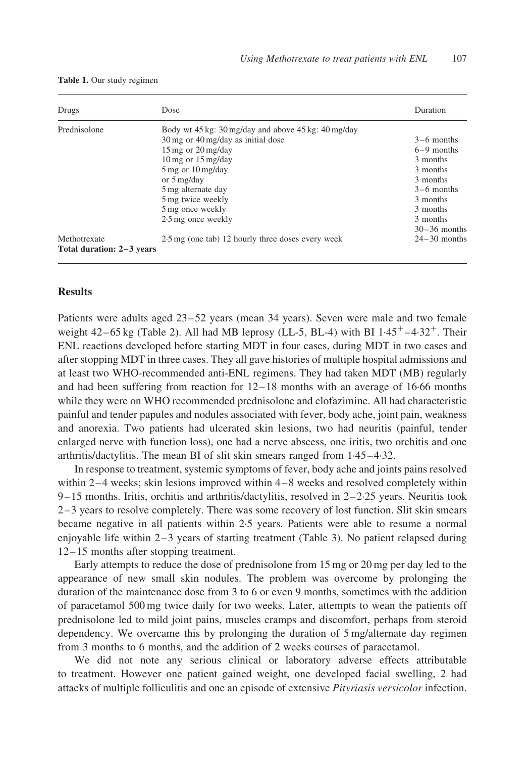**Table 1.** Our study regimen

| Drugs | Dose | Duration |
|---|---|---|
| Prednisolone | Body wt 45 kg: 30 mg/day and above 45 kg: 40 mg/day | |
| | 30 mg or 40 mg/day as initial dose | 3–6 months |
| | 15 mg or 20 mg/day | 6–9 months |
| | 10 mg or 15 mg/day | 3 months |
| | 5 mg or 10 mg/day | 3 months |
| | or 5 mg/day | 3 months |
| | 5 mg alternate day | 3–6 months |
| | 5 mg twice weekly | 3 months |
| | 5 mg once weekly | 3 months |
| | 2·5 mg once weekly | 3 months |
| | | 30–36 months |
| Methotrexate | 2·5 mg (one tab) 12 hourly three doses every week | 24–30 months |
| **Total duration: 2–3 years** | | |

## Results

Patients were adults aged 23–52 years (mean 34 years). Seven were male and two female weight 42–65 kg (Table 2). All had MB leprosy (LL-5, BL-4) with BI $1{\cdot}45^{+}$–$4{\cdot}32^{+}$. Their ENL reactions developed before starting MDT in four cases, during MDT in two cases and after stopping MDT in three cases. They all gave histories of multiple hospital admissions and at least two WHO-recommended anti-ENL regimens. They had taken MDT (MB) regularly and had been suffering from reaction for 12–18 months with an average of 16·66 months while they were on WHO recommended prednisolone and clofazimine. All had characteristic painful and tender papules and nodules associated with fever, body ache, joint pain, weakness and anorexia. Two patients had ulcerated skin lesions, two had neuritis (painful, tender enlarged nerve with function loss), one had a nerve abscess, one iritis, two orchitis and one arthritis/dactylitis. The mean BI of slit skin smears ranged from 1·45–4·32.

In response to treatment, systemic symptoms of fever, body ache and joints pains resolved within 2–4 weeks; skin lesions improved within 4–8 weeks and resolved completely within 9–15 months. Iritis, orchitis and arthritis/dactylitis, resolved in 2–2·25 years. Neuritis took 2–3 years to resolve completely. There was some recovery of lost function. Slit skin smears became negative in all patients within 2·5 years. Patients were able to resume a normal enjoyable life within 2–3 years of starting treatment (Table 3). No patient relapsed during 12–15 months after stopping treatment.

Early attempts to reduce the dose of prednisolone from 15 mg or 20 mg per day led to the appearance of new small skin nodules. The problem was overcome by prolonging the duration of the maintenance dose from 3 to 6 or even 9 months, sometimes with the addition of paracetamol 500 mg twice daily for two weeks. Later, attempts to wean the patients off prednisolone led to mild joint pains, muscles cramps and discomfort, perhaps from steroid dependency. We overcame this by prolonging the duration of 5 mg/alternate day regimen from 3 months to 6 months, and the addition of 2 weeks courses of paracetamol.

We did not note any serious clinical or laboratory adverse effects attributable to treatment. However one patient gained weight, one developed facial swelling, 2 had attacks of multiple folliculitis and one an episode of extensive *Pityriasis versicolor* infection.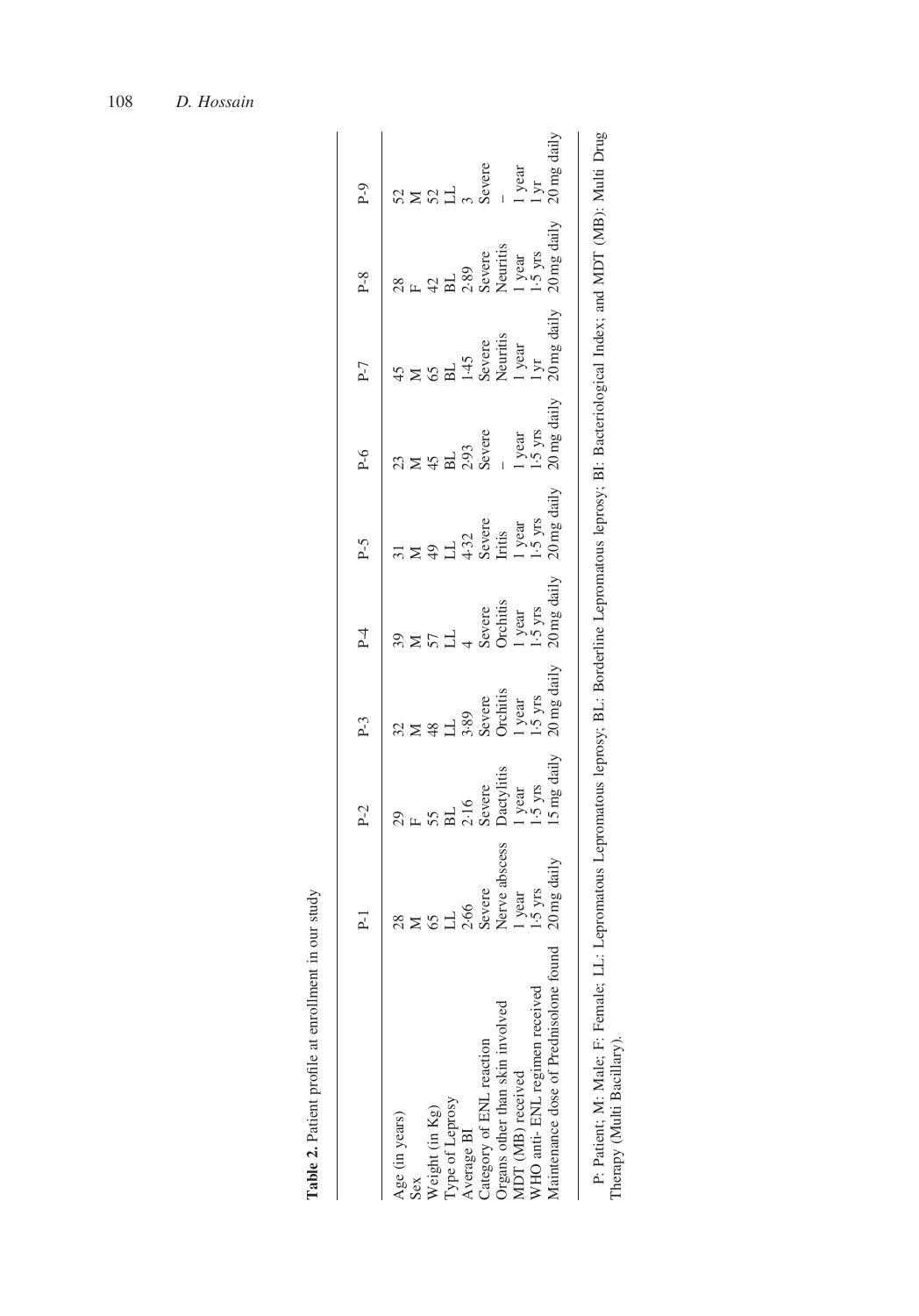**Table 2.** Patient profile at enrollment in our study

| | P-1 | P-2 | P-3 | P-4 | P-5 | P-6 | P-7 | P-8 | P-9 |
|---|---|---|---|---|---|---|---|---|---|
| Age (in years) | 28 | 29 | 32 | 39 | 31 | 23 | 45 | 28 | 52 |
| Sex | M | F | M | M | M | M | M | F | M |
| Weight (in Kg) | 65 | 55 | 48 | 57 | 49 | 45 | 65 | 42 | 52 |
| Type of Leprosy | LL | BL | LL | LL | LL | BL | BL | BL | LL |
| Average BI | 2·66 | 2·16 | 3·89 | 4 | 4·32 | 2·93 | 1·45 | 2·89 | 3 |
| Category of ENL reaction | Severe | Severe | Severe | Severe | Severe | Severe | Severe | Severe | Severe |
| Organs other than skin involved | Nerve abscess | Dactylitis | Orchitis | Orchitis | Iritis | – | Neuritis | Neuritis | – |
| MDT (MB) received | 1 year | 1 year | 1 year | 1 year | 1 year | 1 year | 1 year | 1 year | 1 year |
| WHO anti- ENL regimen received | 1·5 yrs | 1·5 yrs | 1·5 yrs | 1·5 yrs | 1·5 yrs | 1·5 yrs | 1 yr | 1·5 yrs | 1 yr |
| Maintenance dose of Prednisolone found | 20 mg daily | 15 mg daily | 20 mg daily | 20 mg daily | 20 mg daily | 20 mg daily | 20 mg daily | 20 mg daily | 20 mg daily |

P: Patient; M: Male; F: Female; LL: Lepromatous Lepromatous leprosy; BL: Borderline Lepromatous leprosy; BI: Bacteriological Index; and MDT (MB): Multi Drug Therapy (Multi Bacillary).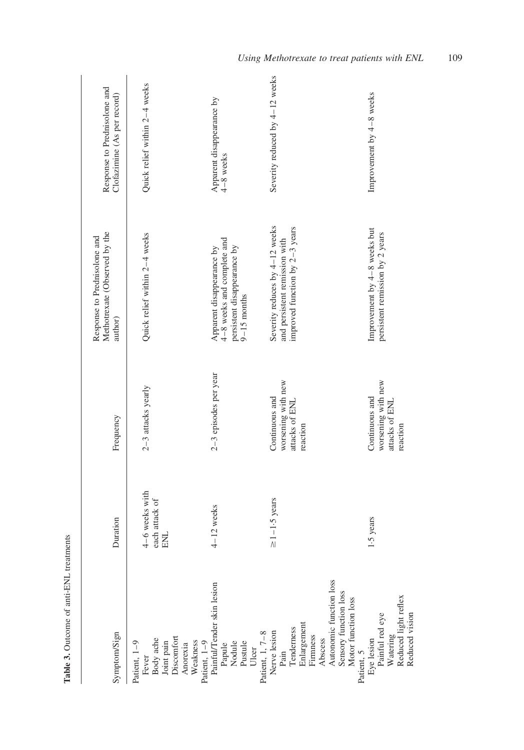**Table 3.** Outcome of anti-ENL treatments

| Symptom/Sign | Duration | Frequency | Response to Prednisolone and Methotrexate (Observed by the author) | Response to Prednisolone and Clofazimine (As per record) |
|---|---|---|---|---|
| Patient, 1–9<br>Fever<br>Body ache<br>Joint pain<br>Discomfort<br>Anorexia<br>Weakness | 4–6 weeks with each attack of ENL | 2–3 attacks yearly | Quick relief within 2–4 weeks | Quick relief within 2–4 weeks |
| Patient, 1–9<br>Painful/Tender skin lesion<br>Papule<br>Nodule<br>Pustule<br>Ulcer | 4–12 weeks | 2–3 episodes per year | Apparent disappearance by 4–8 weeks and complete and persistent disappearance by 9–15 months | Apparent disappearance by 4–8 weeks |
| Patient, 1, 7–8<br>Nerve lesion<br>Pain<br>Tenderness<br>Enlargement<br>Firmness<br>Abscess<br>Autonomic function loss<br>Sensory function loss<br>Motor function loss | ≥1–1·5 years | Continuous and worsening with new attacks of ENL reaction | Severity reduces by 4–12 weeks and persistent remission with improved function by 2–3 years | Severity reduced by 4–12 weeks |
| Patient, 5<br>Eye lesion<br>Painful red eye<br>Watering<br>Reduced light reflex<br>Reduced vision | 1·5 years | Continuous and worsening with new attacks of ENL reaction | Improvement by 4–8 weeks but persistent remission by 2 years | Improvement by 4–8 weeks |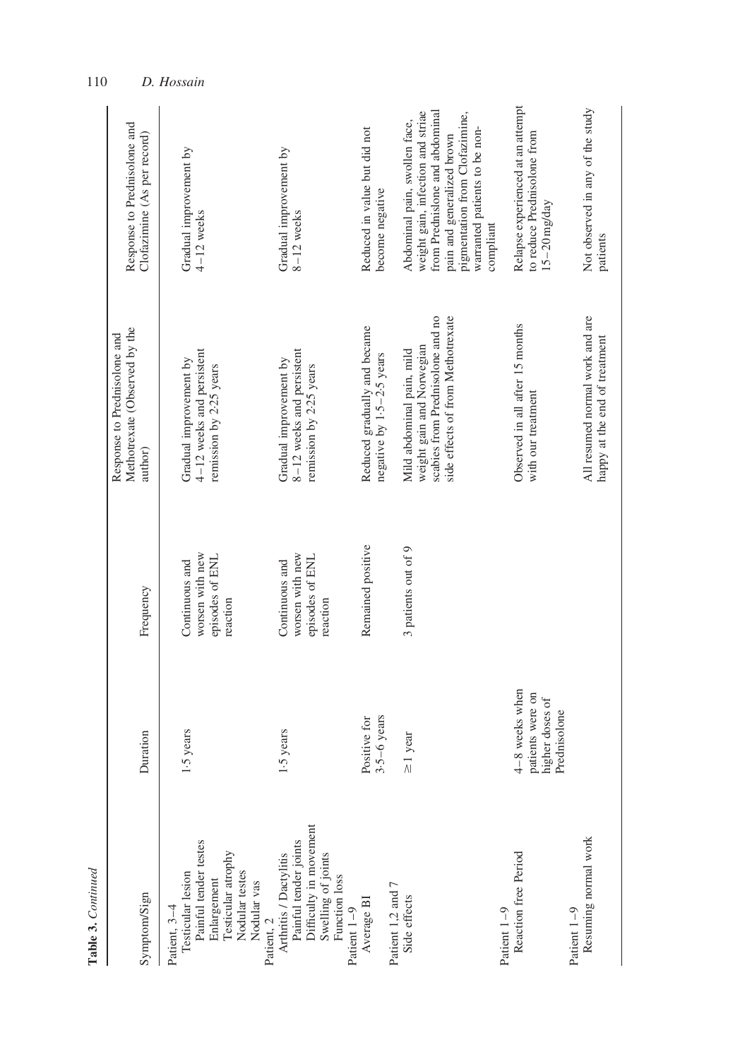**Table 3.** *Continued*

| Symptom/Sign | Duration | Frequency | Response to Prednisolone and Methotrexate (Observed by the author) | Response to Prednisolone and Clofazimine (As per record) |
|---|---|---|---|---|
| Patient, 3–4 | | | | |
| Testicular lesion | 1·5 years | Continuous and worsen with new episodes of ENL reaction | Gradual improvement by 4–12 weeks and persistent remission by 2·25 years | Gradual improvement by 4–12 weeks |
| Painful tender testes | | | | |
| Enlargement | | | | |
| Testicular atrophy | | | | |
| Nodular testes | | | | |
| Nodular vas | | | | |
| Patient, 2 | | | | |
| Arthritis / Dactylitis | 1·5 years | Continuous and worsen with new episodes of ENL reaction | Gradual improvement by 8–12 weeks and persistent remission by 2·25 years | Gradual improvement by 8–12 weeks |
| Painful tender joints | | | | |
| Difficulty in movement | | | | |
| Swelling of joints | | | | |
| Function loss | | | | |
| Patient 1–9 | | | | |
| Average BI | Positive for 3·5–6 years | Remained positive | Reduced gradually and became negative by 1·5–2·5 years | Reduced in value but did not become negative |
| Patient 1,2 and 7 | | | | |
| Side effects | ≥1 year | 3 patients out of 9 | Mild abdominal pain, mild weight gain and Norwegian scabies from Prednisolone and no side effects of from Methotrexate | Abdominal pain, swollen face, weight gain, infection and striae from Prednisolone and abdominal pain and generalized brown pigmentation from Clofazimine, warranted patients to be non-compliant |
| Patient 1–9 | | | | |
| Reaction free Period | 4–8 weeks when patients were on higher doses of Prednisolone | | Observed in all after 15 months with our treatment | Relapse experienced at an attempt to reduce Prednisolone from 15–20 mg/day |
| Patient 1–9 | | | | |
| Resuming normal work | | | All resumed normal work and are happy at the end of treatment | Not observed in any of the study patients |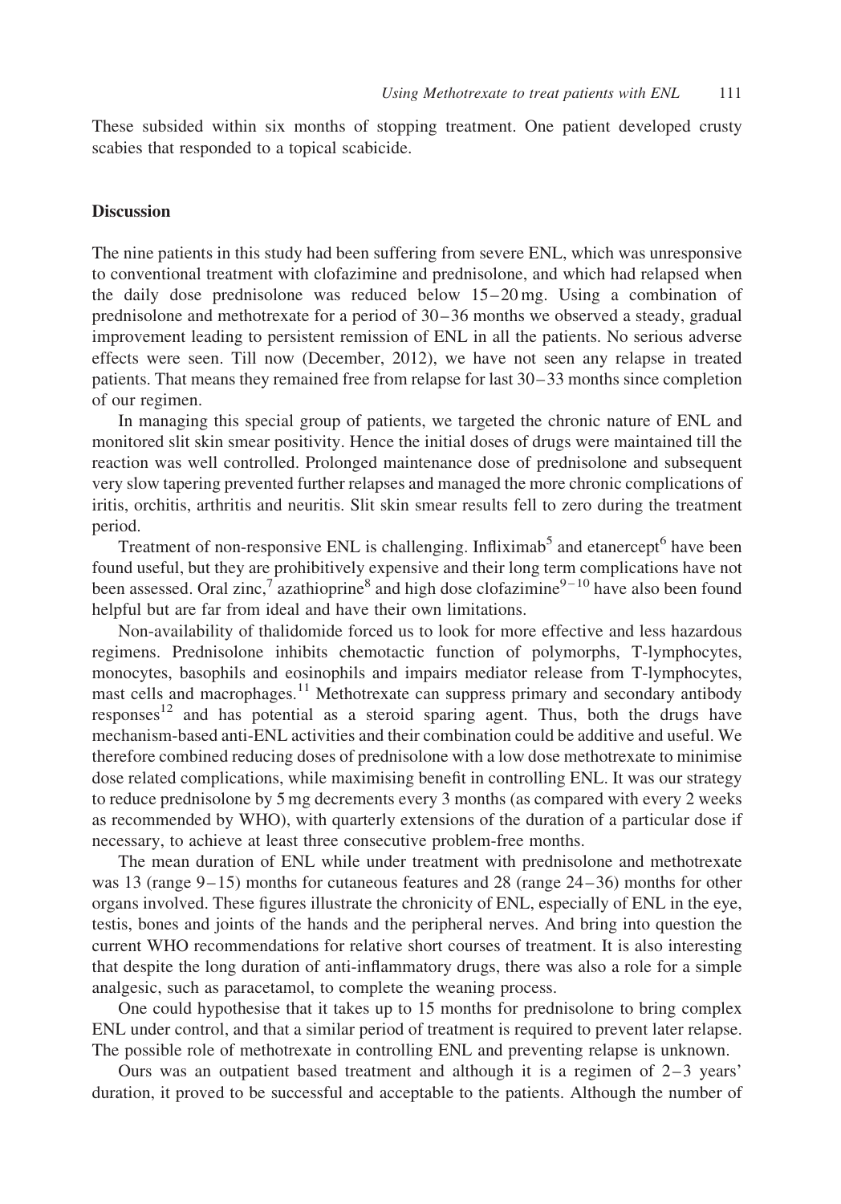These subsided within six months of stopping treatment. One patient developed crusty scabies that responded to a topical scabicide.

### Discussion

The nine patients in this study had been suffering from severe ENL, which was unresponsive to conventional treatment with clofazimine and prednisolone, and which had relapsed when the daily dose prednisolone was reduced below 15–20 mg. Using a combination of prednisolone and methotrexate for a period of 30–36 months we observed a steady, gradual improvement leading to persistent remission of ENL in all the patients. No serious adverse effects were seen. Till now (December, 2012), we have not seen any relapse in treated patients. That means they remained free from relapse for last 30–33 months since completion of our regimen.

In managing this special group of patients, we targeted the chronic nature of ENL and monitored slit skin smear positivity. Hence the initial doses of drugs were maintained till the reaction was well controlled. Prolonged maintenance dose of prednisolone and subsequent very slow tapering prevented further relapses and managed the more chronic complications of iritis, orchitis, arthritis and neuritis. Slit skin smear results fell to zero during the treatment period.

Treatment of non-responsive ENL is challenging. Infliximab[5] and etanercept[6] have been found useful, but they are prohibitively expensive and their long term complications have not been assessed. Oral zinc,[7] azathioprine[8] and high dose clofazimine[9–10] have also been found helpful but are far from ideal and have their own limitations.

Non-availability of thalidomide forced us to look for more effective and less hazardous regimens. Prednisolone inhibits chemotactic function of polymorphs, T-lymphocytes, monocytes, basophils and eosinophils and impairs mediator release from T-lymphocytes, mast cells and macrophages.[11] Methotrexate can suppress primary and secondary antibody responses[12] and has potential as a steroid sparing agent. Thus, both the drugs have mechanism-based anti-ENL activities and their combination could be additive and useful. We therefore combined reducing doses of prednisolone with a low dose methotrexate to minimise dose related complications, while maximising benefit in controlling ENL. It was our strategy to reduce prednisolone by 5 mg decrements every 3 months (as compared with every 2 weeks as recommended by WHO), with quarterly extensions of the duration of a particular dose if necessary, to achieve at least three consecutive problem-free months.

The mean duration of ENL while under treatment with prednisolone and methotrexate was 13 (range 9–15) months for cutaneous features and 28 (range 24–36) months for other organs involved. These figures illustrate the chronicity of ENL, especially of ENL in the eye, testis, bones and joints of the hands and the peripheral nerves. And bring into question the current WHO recommendations for relative short courses of treatment. It is also interesting that despite the long duration of anti-inflammatory drugs, there was also a role for a simple analgesic, such as paracetamol, to complete the weaning process.

One could hypothesise that it takes up to 15 months for prednisolone to bring complex ENL under control, and that a similar period of treatment is required to prevent later relapse. The possible role of methotrexate in controlling ENL and preventing relapse is unknown.

Ours was an outpatient based treatment and although it is a regimen of 2–3 years' duration, it proved to be successful and acceptable to the patients. Although the number of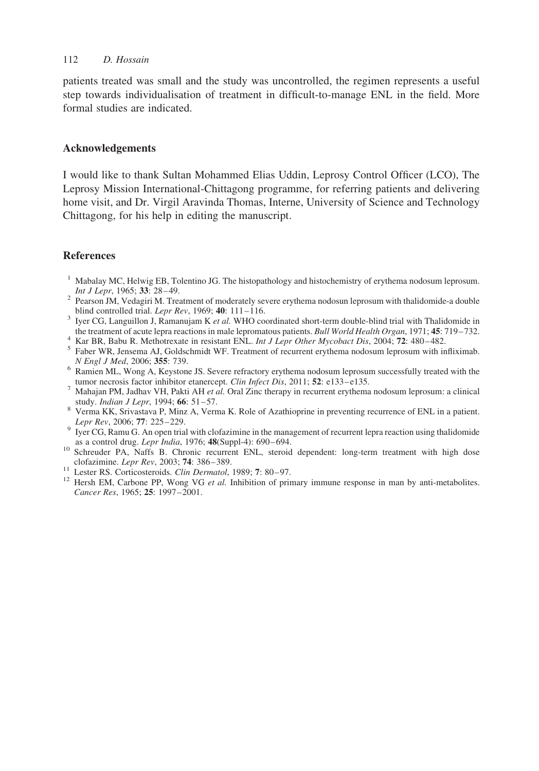patients treated was small and the study was uncontrolled, the regimen represents a useful step towards individualisation of treatment in difficult-to-manage ENL in the field. More formal studies are indicated.

## Acknowledgements

I would like to thank Sultan Mohammed Elias Uddin, Leprosy Control Officer (LCO), The Leprosy Mission International-Chittagong programme, for referring patients and delivering home visit, and Dr. Virgil Aravinda Thomas, Interne, University of Science and Technology Chittagong, for his help in editing the manuscript.

## References

1. Mabalay MC, Helwig EB, Tolentino JG. The histopathology and histochemistry of erythema nodosum leprosum. *Int J Lepr*, 1965; **33**: 28–49.
2. Pearson JM, Vedagiri M. Treatment of moderately severe erythema nodosun leprosum with thalidomide-a double blind controlled trial. *Lepr Rev*, 1969; **40**: 111–116.
3. Iyer CG, Languillon J, Ramanujam K *et al.* WHO coordinated short-term double-blind trial with Thalidomide in the treatment of acute lepra reactions in male lepromatous patients. *Bull World Health Organ*, 1971; **45**: 719–732.
4. Kar BR, Babu R. Methotrexate in resistant ENL. *Int J Lepr Other Mycobact Dis*, 2004; **72**: 480–482.
5. Faber WR, Jensema AJ, Goldschmidt WF. Treatment of recurrent erythema nodosum leprosum with infliximab. *N Engl J Med*, 2006; **355**: 739.
6. Ramien ML, Wong A, Keystone JS. Severe refractory erythema nodosum leprosum successfully treated with the tumor necrosis factor inhibitor etanercept. *Clin Infect Dis*, 2011; **52**: e133–e135.
7. Mahajan PM, Jadhav VH, Pakti AH *et al.* Oral Zinc therapy in recurrent erythema nodosum leprosum: a clinical study. *Indian J Lepr*, 1994; **66**: 51–57.
8. Verma KK, Srivastava P, Minz A, Verma K. Role of Azathioprine in preventing recurrence of ENL in a patient. *Lepr Rev*, 2006; **77**: 225–229.
9. Iyer CG, Ramu G. An open trial with clofazimine in the management of recurrent lepra reaction using thalidomide as a control drug. *Lepr India*, 1976; **48**(Suppl-4): 690–694.
10. Schreuder PA, Naffs B. Chronic recurrent ENL, steroid dependent: long-term treatment with high dose clofazimine. *Lepr Rev*, 2003; **74**: 386–389.
11. Lester RS. Corticosteroids. *Clin Dermatol*, 1989; **7**: 80–97.
12. Hersh EM, Carbone PP, Wong VG *et al.* Inhibition of primary immune response in man by anti-metabolites. *Cancer Res*, 1965; **25**: 1997–2001.